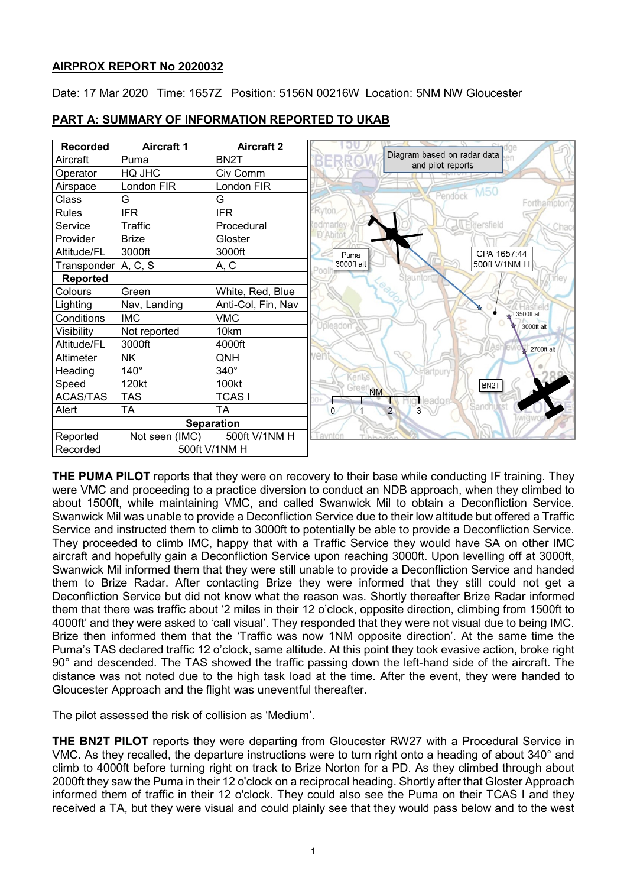## AIRPROX REPORT No 2020032

Date: 17 Mar 2020 Time: 1657Z Position: 5156N 00216W Location: 5NM NW Gloucester

## PART A: SUMMARY OF INFORMATION REPORTED TO UKAB

| Recorded | Aircraft 1 | Aircraft 2 |
|---|---|---|
| Aircraft | Puma | BN2T |
| Operator | HQ JHC | Civ Comm |
| Airspace | London FIR | London FIR |
| Class | G | G |
| Rules | IFR | IFR |
| Service | Traffic | Procedural |
| Provider | Brize | Gloster |
| Altitude/FL | 3000ft | 3000ft |
| Transponder | A, C, S | A, C |
| **Reported** | | |
| Colours | Green | White, Red, Blue |
| Lighting | Nav, Landing | Anti-Col, Fin, Nav |
| Conditions | IMC | VMC |
| Visibility | Not reported | 10km |
| Altitude/FL | 3000ft | 4000ft |
| Altimeter | NK | QNH |
| Heading | 140° | 340° |
| Speed | 120kt | 100kt |
| ACAS/TAS | TAS | TCAS I |
| Alert | TA | TA |
| **Separation** | | |
| Reported | Not seen (IMC) | 500ft V/1NM H |
| Recorded | 500ft V/1NM H | |

Diagram based on radar data and pilot reports

Puma 3000ft alt; CPA 1657:44 500ft V/1NM H; 3500ft alt; 3000ft alt; 2700ft alt; BN2T

**THE PUMA PILOT** reports that they were on recovery to their base while conducting IF training. They were VMC and proceeding to a practice diversion to conduct an NDB approach, when they climbed to about 1500ft, while maintaining VMC, and called Swanwick Mil to obtain a Deconfliction Service. Swanwick Mil was unable to provide a Deconfliction Service due to their low altitude but offered a Traffic Service and instructed them to climb to 3000ft to potentially be able to provide a Deconfliction Service. They proceeded to climb IMC, happy that with a Traffic Service they would have SA on other IMC aircraft and hopefully gain a Deconfliction Service upon reaching 3000ft. Upon levelling off at 3000ft, Swanwick Mil informed them that they were still unable to provide a Deconfliction Service and handed them to Brize Radar. After contacting Brize they were informed that they still could not get a Deconfliction Service but did not know what the reason was. Shortly thereafter Brize Radar informed them that there was traffic about '2 miles in their 12 o'clock, opposite direction, climbing from 1500ft to 4000ft' and they were asked to 'call visual'. They responded that they were not visual due to being IMC. Brize then informed them that the 'Traffic was now 1NM opposite direction'. At the same time the Puma's TAS declared traffic 12 o'clock, same altitude. At this point they took evasive action, broke right 90° and descended. The TAS showed the traffic passing down the left-hand side of the aircraft. The distance was not noted due to the high task load at the time. After the event, they were handed to Gloucester Approach and the flight was uneventful thereafter.

The pilot assessed the risk of collision as 'Medium'.

**THE BN2T PILOT** reports they were departing from Gloucester RW27 with a Procedural Service in VMC. As they recalled, the departure instructions were to turn right onto a heading of about 340° and climb to 4000ft before turning right on track to Brize Norton for a PD. As they climbed through about 2000ft they saw the Puma in their 12 o'clock on a reciprocal heading. Shortly after that Gloster Approach informed them of traffic in their 12 o'clock. They could also see the Puma on their TCAS I and they received a TA, but they were visual and could plainly see that they would pass below and to the west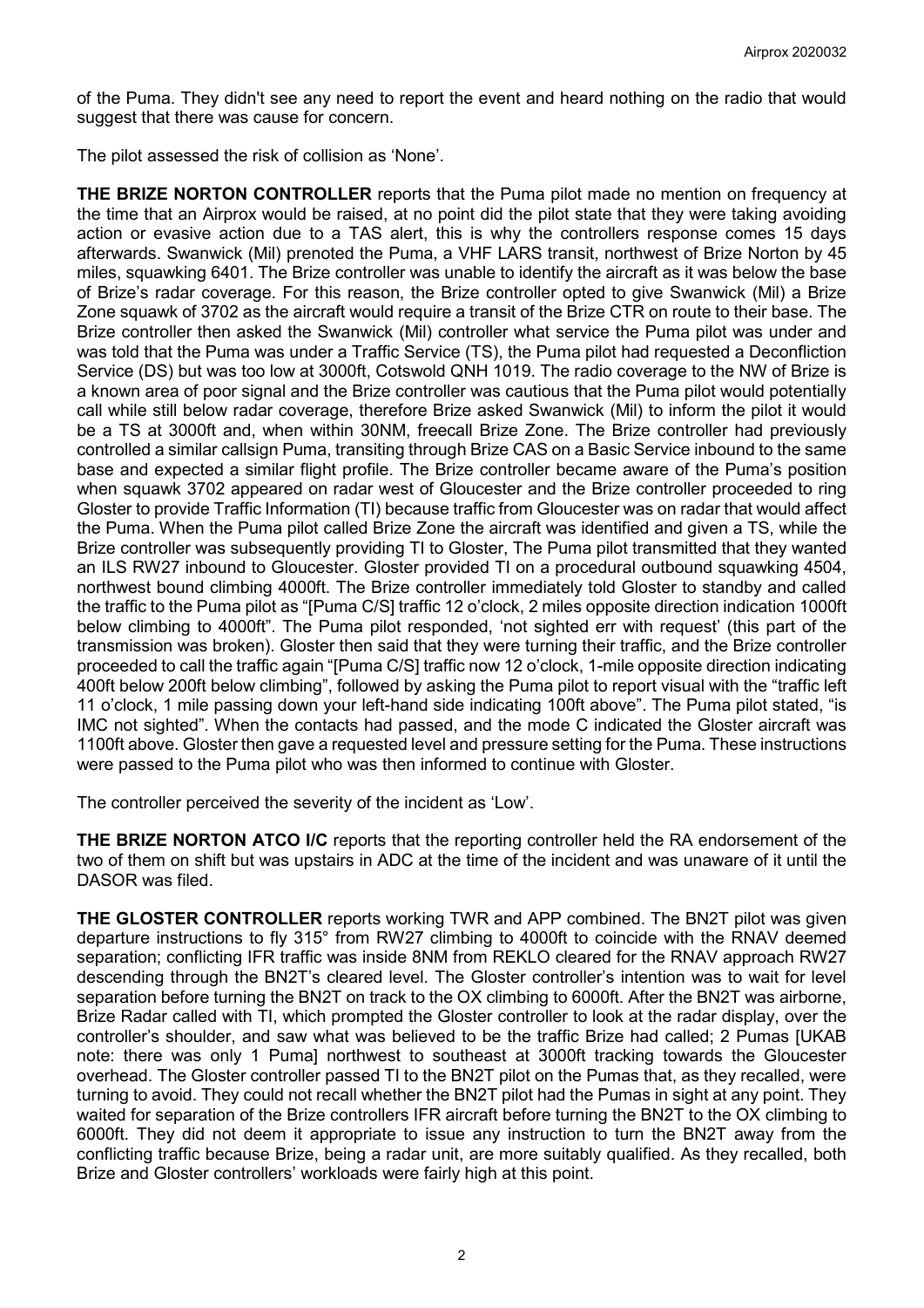of the Puma. They didn't see any need to report the event and heard nothing on the radio that would suggest that there was cause for concern.

The pilot assessed the risk of collision as 'None'.

**THE BRIZE NORTON CONTROLLER** reports that the Puma pilot made no mention on frequency at the time that an Airprox would be raised, at no point did the pilot state that they were taking avoiding action or evasive action due to a TAS alert, this is why the controllers response comes 15 days afterwards. Swanwick (Mil) prenoted the Puma, a VHF LARS transit, northwest of Brize Norton by 45 miles, squawking 6401. The Brize controller was unable to identify the aircraft as it was below the base of Brize's radar coverage. For this reason, the Brize controller opted to give Swanwick (Mil) a Brize Zone squawk of 3702 as the aircraft would require a transit of the Brize CTR on route to their base. The Brize controller then asked the Swanwick (Mil) controller what service the Puma pilot was under and was told that the Puma was under a Traffic Service (TS), the Puma pilot had requested a Deconfliction Service (DS) but was too low at 3000ft, Cotswold QNH 1019. The radio coverage to the NW of Brize is a known area of poor signal and the Brize controller was cautious that the Puma pilot would potentially call while still below radar coverage, therefore Brize asked Swanwick (Mil) to inform the pilot it would be a TS at 3000ft and, when within 30NM, freecall Brize Zone. The Brize controller had previously controlled a similar callsign Puma, transiting through Brize CAS on a Basic Service inbound to the same base and expected a similar flight profile. The Brize controller became aware of the Puma's position when squawk 3702 appeared on radar west of Gloucester and the Brize controller proceeded to ring Gloster to provide Traffic Information (TI) because traffic from Gloucester was on radar that would affect the Puma. When the Puma pilot called Brize Zone the aircraft was identified and given a TS, while the Brize controller was subsequently providing TI to Gloster, The Puma pilot transmitted that they wanted an ILS RW27 inbound to Gloucester. Gloster provided TI on a procedural outbound squawking 4504, northwest bound climbing 4000ft. The Brize controller immediately told Gloster to standby and called the traffic to the Puma pilot as "[Puma C/S] traffic 12 o'clock, 2 miles opposite direction indication 1000ft below climbing to 4000ft". The Puma pilot responded, 'not sighted err with request' (this part of the transmission was broken). Gloster then said that they were turning their traffic, and the Brize controller proceeded to call the traffic again "[Puma C/S] traffic now 12 o'clock, 1-mile opposite direction indicating 400ft below 200ft below climbing", followed by asking the Puma pilot to report visual with the "traffic left 11 o'clock, 1 mile passing down your left-hand side indicating 100ft above". The Puma pilot stated, "is IMC not sighted". When the contacts had passed, and the mode C indicated the Gloster aircraft was 1100ft above. Gloster then gave a requested level and pressure setting for the Puma. These instructions were passed to the Puma pilot who was then informed to continue with Gloster.

The controller perceived the severity of the incident as 'Low'.

**THE BRIZE NORTON ATCO I/C** reports that the reporting controller held the RA endorsement of the two of them on shift but was upstairs in ADC at the time of the incident and was unaware of it until the DASOR was filed.

**THE GLOSTER CONTROLLER** reports working TWR and APP combined. The BN2T pilot was given departure instructions to fly 315° from RW27 climbing to 4000ft to coincide with the RNAV deemed separation; conflicting IFR traffic was inside 8NM from REKLO cleared for the RNAV approach RW27 descending through the BN2T's cleared level. The Gloster controller's intention was to wait for level separation before turning the BN2T on track to the OX climbing to 6000ft. After the BN2T was airborne, Brize Radar called with TI, which prompted the Gloster controller to look at the radar display, over the controller's shoulder, and saw what was believed to be the traffic Brize had called; 2 Pumas [UKAB note: there was only 1 Puma] northwest to southeast at 3000ft tracking towards the Gloucester overhead. The Gloster controller passed TI to the BN2T pilot on the Pumas that, as they recalled, were turning to avoid. They could not recall whether the BN2T pilot had the Pumas in sight at any point. They waited for separation of the Brize controllers IFR aircraft before turning the BN2T to the OX climbing to 6000ft. They did not deem it appropriate to issue any instruction to turn the BN2T away from the conflicting traffic because Brize, being a radar unit, are more suitably qualified. As they recalled, both Brize and Gloster controllers' workloads were fairly high at this point.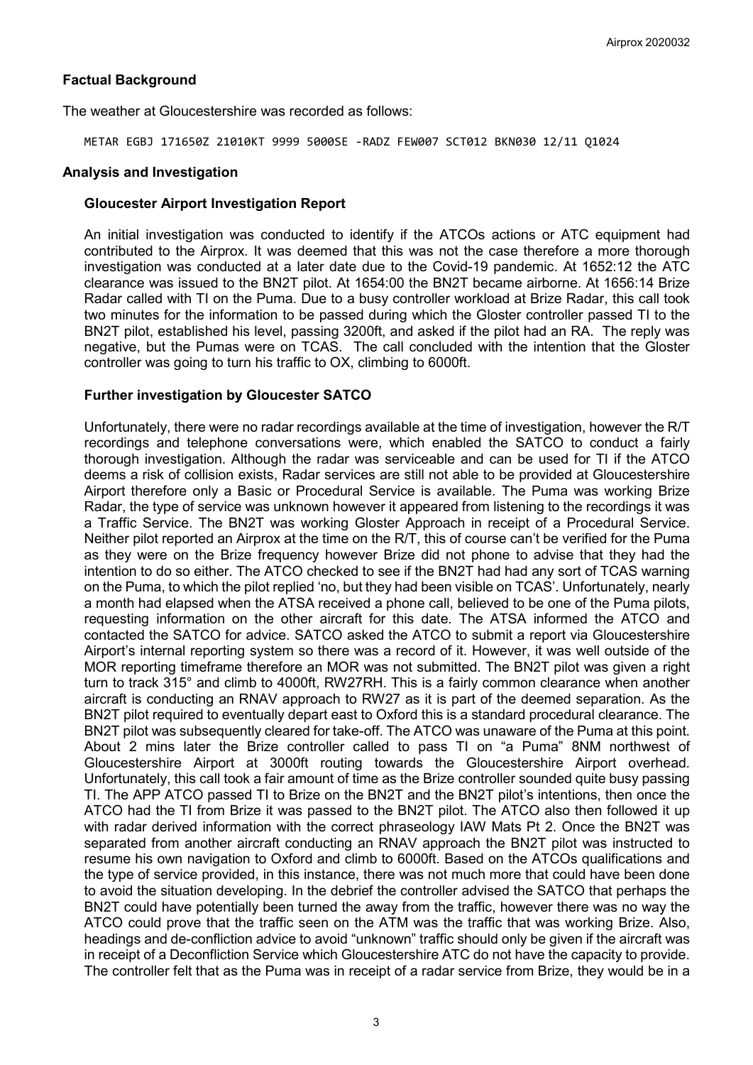## Factual Background

The weather at Gloucestershire was recorded as follows:

```
METAR EGBJ 171650Z 21010KT 9999 5000SE -RADZ FEW007 SCT012 BKN030 12/11 Q1024
```

## Analysis and Investigation

### Gloucester Airport Investigation Report

An initial investigation was conducted to identify if the ATCOs actions or ATC equipment had contributed to the Airprox. It was deemed that this was not the case therefore a more thorough investigation was conducted at a later date due to the Covid-19 pandemic. At 1652:12 the ATC clearance was issued to the BN2T pilot. At 1654:00 the BN2T became airborne. At 1656:14 Brize Radar called with TI on the Puma. Due to a busy controller workload at Brize Radar, this call took two minutes for the information to be passed during which the Gloster controller passed TI to the BN2T pilot, established his level, passing 3200ft, and asked if the pilot had an RA. The reply was negative, but the Pumas were on TCAS. The call concluded with the intention that the Gloster controller was going to turn his traffic to OX, climbing to 6000ft.

### Further investigation by Gloucester SATCO

Unfortunately, there were no radar recordings available at the time of investigation, however the R/T recordings and telephone conversations were, which enabled the SATCO to conduct a fairly thorough investigation. Although the radar was serviceable and can be used for TI if the ATCO deems a risk of collision exists, Radar services are still not able to be provided at Gloucestershire Airport therefore only a Basic or Procedural Service is available. The Puma was working Brize Radar, the type of service was unknown however it appeared from listening to the recordings it was a Traffic Service. The BN2T was working Gloster Approach in receipt of a Procedural Service. Neither pilot reported an Airprox at the time on the R/T, this of course can't be verified for the Puma as they were on the Brize frequency however Brize did not phone to advise that they had the intention to do so either. The ATCO checked to see if the BN2T had had any sort of TCAS warning on the Puma, to which the pilot replied 'no, but they had been visible on TCAS'. Unfortunately, nearly a month had elapsed when the ATSA received a phone call, believed to be one of the Puma pilots, requesting information on the other aircraft for this date. The ATSA informed the ATCO and contacted the SATCO for advice. SATCO asked the ATCO to submit a report via Gloucestershire Airport's internal reporting system so there was a record of it. However, it was well outside of the MOR reporting timeframe therefore an MOR was not submitted. The BN2T pilot was given a right turn to track 315° and climb to 4000ft, RW27RH. This is a fairly common clearance when another aircraft is conducting an RNAV approach to RW27 as it is part of the deemed separation. As the BN2T pilot required to eventually depart east to Oxford this is a standard procedural clearance. The BN2T pilot was subsequently cleared for take-off. The ATCO was unaware of the Puma at this point. About 2 mins later the Brize controller called to pass TI on "a Puma" 8NM northwest of Gloucestershire Airport at 3000ft routing towards the Gloucestershire Airport overhead. Unfortunately, this call took a fair amount of time as the Brize controller sounded quite busy passing TI. The APP ATCO passed TI to Brize on the BN2T and the BN2T pilot's intentions, then once the ATCO had the TI from Brize it was passed to the BN2T pilot. The ATCO also then followed it up with radar derived information with the correct phraseology IAW Mats Pt 2. Once the BN2T was separated from another aircraft conducting an RNAV approach the BN2T pilot was instructed to resume his own navigation to Oxford and climb to 6000ft. Based on the ATCOs qualifications and the type of service provided, in this instance, there was not much more that could have been done to avoid the situation developing. In the debrief the controller advised the SATCO that perhaps the BN2T could have potentially been turned the away from the traffic, however there was no way the ATCO could prove that the traffic seen on the ATM was the traffic that was working Brize. Also, headings and de-confliction advice to avoid "unknown" traffic should only be given if the aircraft was in receipt of a Deconfliction Service which Gloucestershire ATC do not have the capacity to provide. The controller felt that as the Puma was in receipt of a radar service from Brize, they would be in a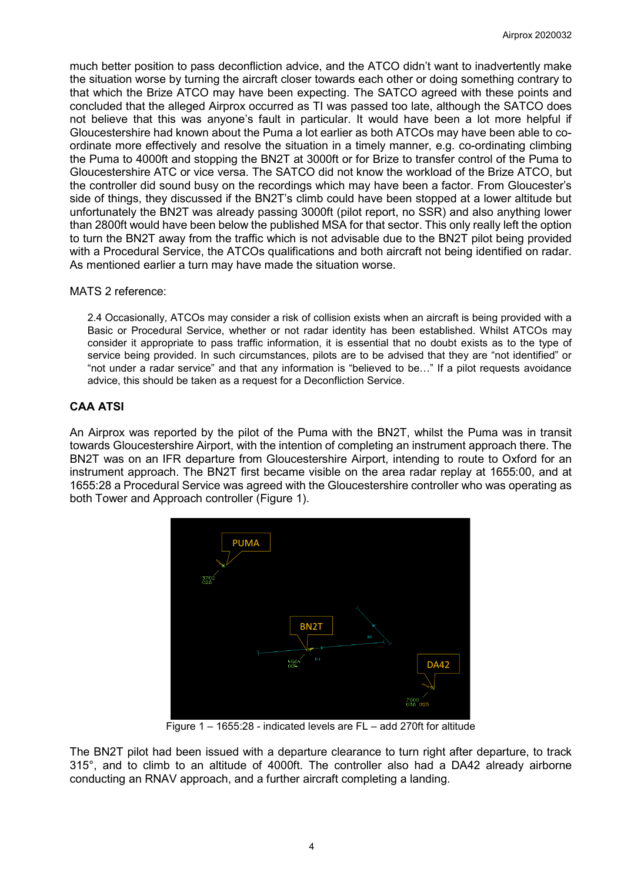much better position to pass deconfliction advice, and the ATCO didn't want to inadvertently make the situation worse by turning the aircraft closer towards each other or doing something contrary to that which the Brize ATCO may have been expecting. The SATCO agreed with these points and concluded that the alleged Airprox occurred as TI was passed too late, although the SATCO does not believe that this was anyone's fault in particular. It would have been a lot more helpful if Gloucestershire had known about the Puma a lot earlier as both ATCOs may have been able to co-ordinate more effectively and resolve the situation in a timely manner, e.g. co-ordinating climbing the Puma to 4000ft and stopping the BN2T at 3000ft or for Brize to transfer control of the Puma to Gloucestershire ATC or vice versa. The SATCO did not know the workload of the Brize ATCO, but the controller did sound busy on the recordings which may have been a factor. From Gloucester's side of things, they discussed if the BN2T's climb could have been stopped at a lower altitude but unfortunately the BN2T was already passing 3000ft (pilot report, no SSR) and also anything lower than 2800ft would have been below the published MSA for that sector. This only really left the option to turn the BN2T away from the traffic which is not advisable due to the BN2T pilot being provided with a Procedural Service, the ATCOs qualifications and both aircraft not being identified on radar. As mentioned earlier a turn may have made the situation worse.

MATS 2 reference:

> 2.4 Occasionally, ATCOs may consider a risk of collision exists when an aircraft is being provided with a Basic or Procedural Service, whether or not radar identity has been established. Whilst ATCOs may consider it appropriate to pass traffic information, it is essential that no doubt exists as to the type of service being provided. In such circumstances, pilots are to be advised that they are "not identified" or "not under a radar service" and that any information is "believed to be…" If a pilot requests avoidance advice, this should be taken as a request for a Deconfliction Service.

## CAA ATSI

An Airprox was reported by the pilot of the Puma with the BN2T, whilst the Puma was in transit towards Gloucestershire Airport, with the intention of completing an instrument approach there. The BN2T was on an IFR departure from Gloucestershire Airport, intending to route to Oxford for an instrument approach. The BN2T first became visible on the area radar replay at 1655:00, and at 1655:28 a Procedural Service was agreed with the Gloucestershire controller who was operating as both Tower and Approach controller (Figure 1).

Figure 1 – 1655:28 - indicated levels are FL – add 270ft for altitude

The BN2T pilot had been issued with a departure clearance to turn right after departure, to track 315°, and to climb to an altitude of 4000ft. The controller also had a DA42 already airborne conducting an RNAV approach, and a further aircraft completing a landing.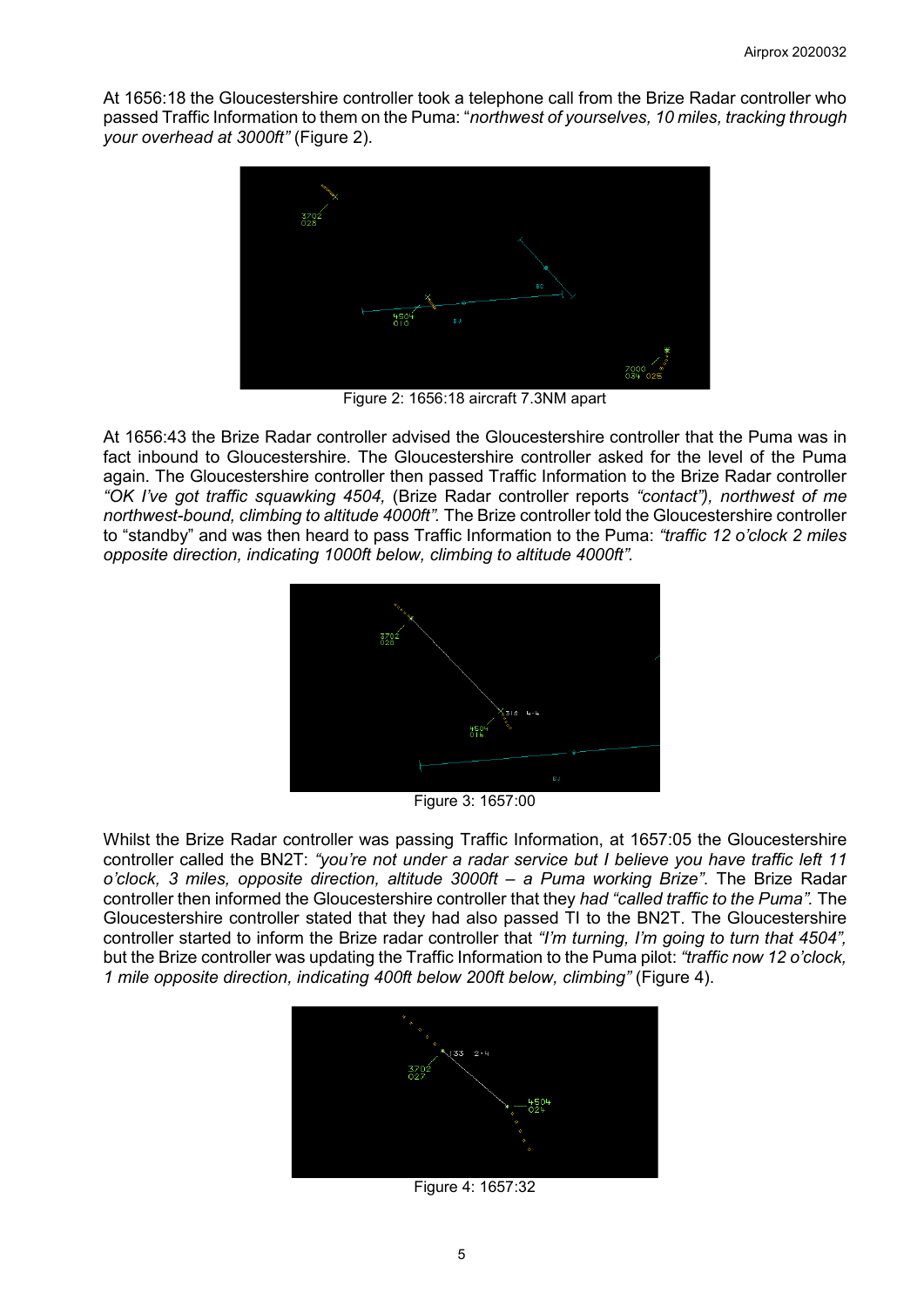At 1656:18 the Gloucestershire controller took a telephone call from the Brize Radar controller who passed Traffic Information to them on the Puma: "*northwest of yourselves, 10 miles, tracking through your overhead at 3000ft"* (Figure 2).

Figure 2: 1656:18 aircraft 7.3NM apart

At 1656:43 the Brize Radar controller advised the Gloucestershire controller that the Puma was in fact inbound to Gloucestershire. The Gloucestershire controller asked for the level of the Puma again. The Gloucestershire controller then passed Traffic Information to the Brize Radar controller *"OK I've got traffic squawking 4504,* (Brize Radar controller reports *"contact"), northwest of me northwest-bound, climbing to altitude 4000ft"*. The Brize controller told the Gloucestershire controller to "standby" and was then heard to pass Traffic Information to the Puma: *"traffic 12 o'clock 2 miles opposite direction, indicating 1000ft below, climbing to altitude 4000ft"*.

Figure 3: 1657:00

Whilst the Brize Radar controller was passing Traffic Information, at 1657:05 the Gloucestershire controller called the BN2T: *"you're not under a radar service but I believe you have traffic left 11 o'clock, 3 miles, opposite direction, altitude 3000ft – a Puma working Brize"*. The Brize Radar controller then informed the Gloucestershire controller that they *had "called traffic to the Puma".* The Gloucestershire controller stated that they had also passed TI to the BN2T. The Gloucestershire controller started to inform the Brize radar controller that *"I'm turning, I'm going to turn that 4504",* but the Brize controller was updating the Traffic Information to the Puma pilot: *"traffic now 12 o'clock, 1 mile opposite direction, indicating 400ft below 200ft below, climbing"* (Figure 4).

Figure 4: 1657:32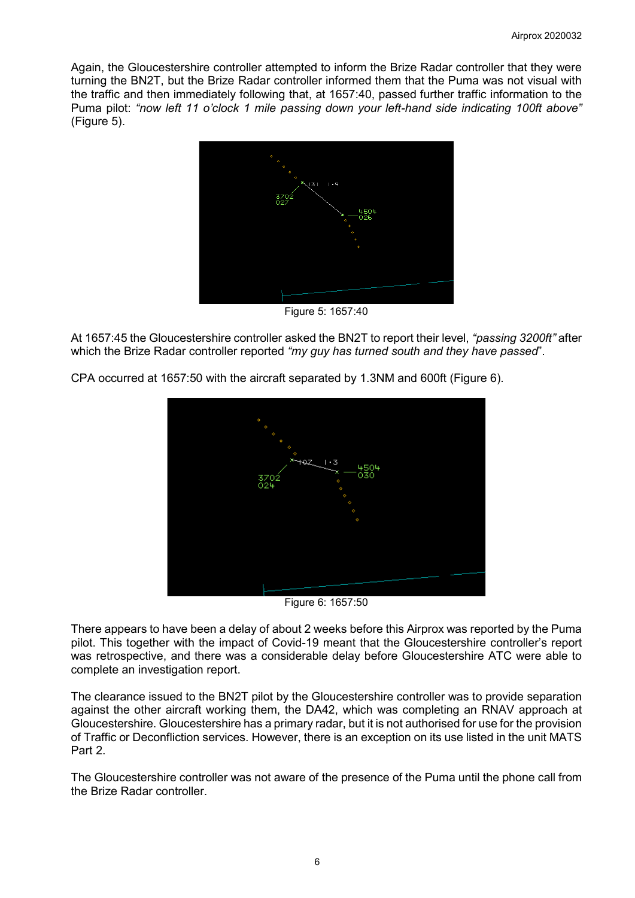Again, the Gloucestershire controller attempted to inform the Brize Radar controller that they were turning the BN2T, but the Brize Radar controller informed them that the Puma was not visual with the traffic and then immediately following that, at 1657:40, passed further traffic information to the Puma pilot: *"now left 11 o'clock 1 mile passing down your left-hand side indicating 100ft above"* (Figure 5).

Figure 5: 1657:40

At 1657:45 the Gloucestershire controller asked the BN2T to report their level, *"passing 3200ft"* after which the Brize Radar controller reported *"my guy has turned south and they have passed*".

CPA occurred at 1657:50 with the aircraft separated by 1.3NM and 600ft (Figure 6).

Figure 6: 1657:50

There appears to have been a delay of about 2 weeks before this Airprox was reported by the Puma pilot. This together with the impact of Covid-19 meant that the Gloucestershire controller's report was retrospective, and there was a considerable delay before Gloucestershire ATC were able to complete an investigation report.

The clearance issued to the BN2T pilot by the Gloucestershire controller was to provide separation against the other aircraft working them, the DA42, which was completing an RNAV approach at Gloucestershire. Gloucestershire has a primary radar, but it is not authorised for use for the provision of Traffic or Deconfliction services. However, there is an exception on its use listed in the unit MATS Part 2.

The Gloucestershire controller was not aware of the presence of the Puma until the phone call from the Brize Radar controller.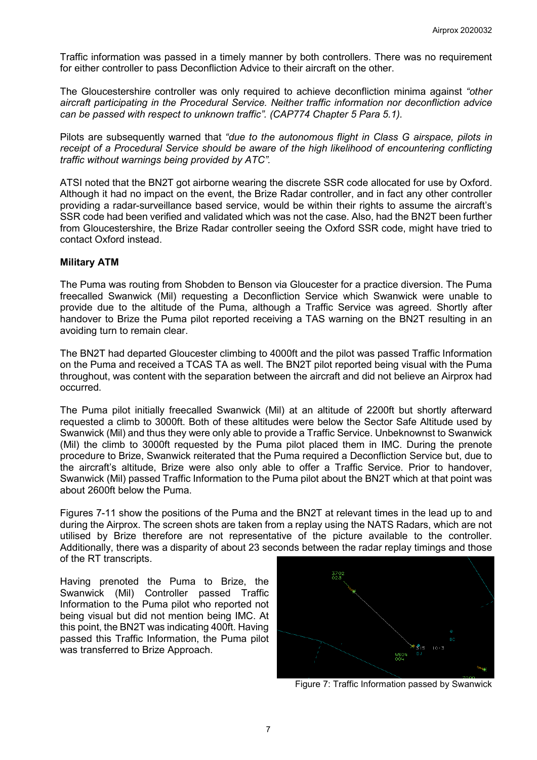Traffic information was passed in a timely manner by both controllers. There was no requirement for either controller to pass Deconfliction Advice to their aircraft on the other.

The Gloucestershire controller was only required to achieve deconfliction minima against *"other aircraft participating in the Procedural Service. Neither traffic information nor deconfliction advice can be passed with respect to unknown traffic". (CAP774 Chapter 5 Para 5.1).*

Pilots are subsequently warned that *"due to the autonomous flight in Class G airspace, pilots in receipt of a Procedural Service should be aware of the high likelihood of encountering conflicting traffic without warnings being provided by ATC".*

ATSI noted that the BN2T got airborne wearing the discrete SSR code allocated for use by Oxford. Although it had no impact on the event, the Brize Radar controller, and in fact any other controller providing a radar-surveillance based service, would be within their rights to assume the aircraft's SSR code had been verified and validated which was not the case. Also, had the BN2T been further from Gloucestershire, the Brize Radar controller seeing the Oxford SSR code, might have tried to contact Oxford instead.

### Military ATM

The Puma was routing from Shobden to Benson via Gloucester for a practice diversion. The Puma freecalled Swanwick (Mil) requesting a Deconfliction Service which Swanwick were unable to provide due to the altitude of the Puma, although a Traffic Service was agreed. Shortly after handover to Brize the Puma pilot reported receiving a TAS warning on the BN2T resulting in an avoiding turn to remain clear.

The BN2T had departed Gloucester climbing to 4000ft and the pilot was passed Traffic Information on the Puma and received a TCAS TA as well. The BN2T pilot reported being visual with the Puma throughout, was content with the separation between the aircraft and did not believe an Airprox had occurred.

The Puma pilot initially freecalled Swanwick (Mil) at an altitude of 2200ft but shortly afterward requested a climb to 3000ft. Both of these altitudes were below the Sector Safe Altitude used by Swanwick (Mil) and thus they were only able to provide a Traffic Service. Unbeknownst to Swanwick (Mil) the climb to 3000ft requested by the Puma pilot placed them in IMC. During the prenote procedure to Brize, Swanwick reiterated that the Puma required a Deconfliction Service but, due to the aircraft's altitude, Brize were also only able to offer a Traffic Service. Prior to handover, Swanwick (Mil) passed Traffic Information to the Puma pilot about the BN2T which at that point was about 2600ft below the Puma.

Figures 7-11 show the positions of the Puma and the BN2T at relevant times in the lead up to and during the Airprox. The screen shots are taken from a replay using the NATS Radars, which are not utilised by Brize therefore are not representative of the picture available to the controller. Additionally, there was a disparity of about 23 seconds between the radar replay timings and those of the RT transcripts.

Having prenoted the Puma to Brize, the Swanwick (Mil) Controller passed Traffic Information to the Puma pilot who reported not being visual but did not mention being IMC. At this point, the BN2T was indicating 400ft. Having passed this Traffic Information, the Puma pilot was transferred to Brize Approach.

Figure 7: Traffic Information passed by Swanwick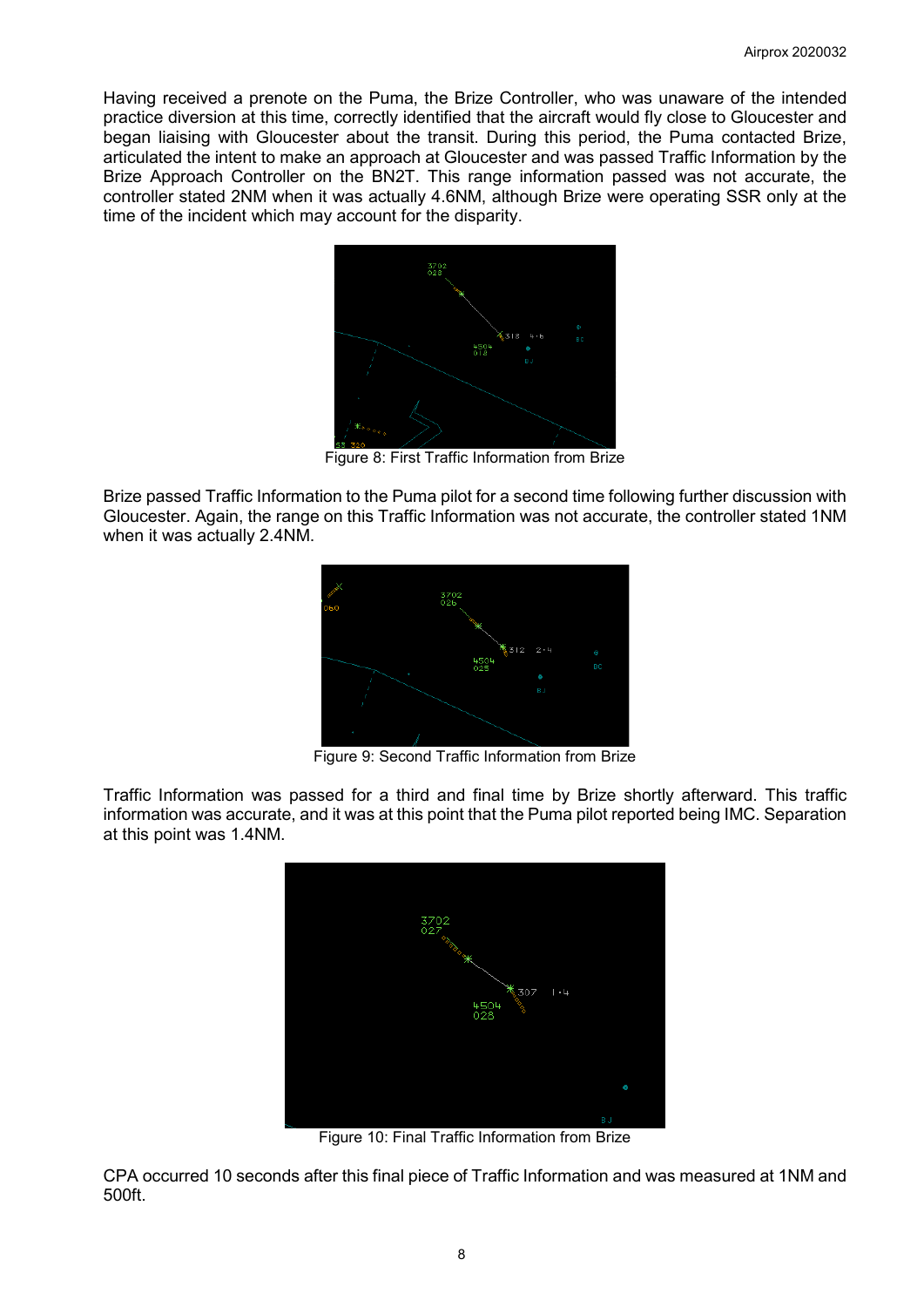Having received a prenote on the Puma, the Brize Controller, who was unaware of the intended practice diversion at this time, correctly identified that the aircraft would fly close to Gloucester and began liaising with Gloucester about the transit. During this period, the Puma contacted Brize, articulated the intent to make an approach at Gloucester and was passed Traffic Information by the Brize Approach Controller on the BN2T. This range information passed was not accurate, the controller stated 2NM when it was actually 4.6NM, although Brize were operating SSR only at the time of the incident which may account for the disparity.

Figure 8: First Traffic Information from Brize

Brize passed Traffic Information to the Puma pilot for a second time following further discussion with Gloucester. Again, the range on this Traffic Information was not accurate, the controller stated 1NM when it was actually 2.4NM.

Figure 9: Second Traffic Information from Brize

Traffic Information was passed for a third and final time by Brize shortly afterward. This traffic information was accurate, and it was at this point that the Puma pilot reported being IMC. Separation at this point was 1.4NM.

Figure 10: Final Traffic Information from Brize

CPA occurred 10 seconds after this final piece of Traffic Information and was measured at 1NM and 500ft.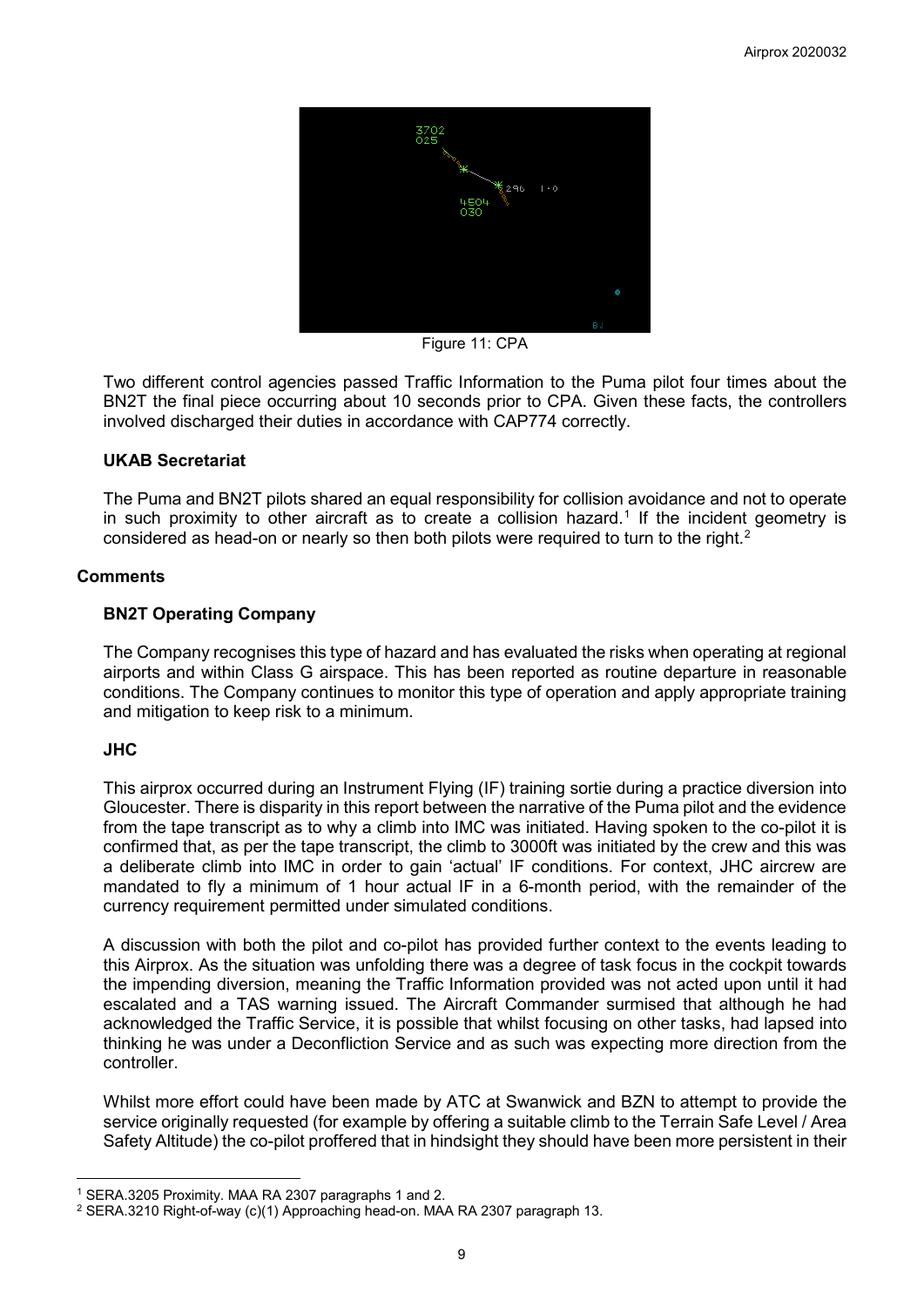Figure 11: CPA

Two different control agencies passed Traffic Information to the Puma pilot four times about the BN2T the final piece occurring about 10 seconds prior to CPA. Given these facts, the controllers involved discharged their duties in accordance with CAP774 correctly.

### UKAB Secretariat

The Puma and BN2T pilots shared an equal responsibility for collision avoidance and not to operate in such proximity to other aircraft as to create a collision hazard.[1] If the incident geometry is considered as head-on or nearly so then both pilots were required to turn to the right.[2]

## Comments

### BN2T Operating Company

The Company recognises this type of hazard and has evaluated the risks when operating at regional airports and within Class G airspace. This has been reported as routine departure in reasonable conditions. The Company continues to monitor this type of operation and apply appropriate training and mitigation to keep risk to a minimum.

### JHC

This airprox occurred during an Instrument Flying (IF) training sortie during a practice diversion into Gloucester. There is disparity in this report between the narrative of the Puma pilot and the evidence from the tape transcript as to why a climb into IMC was initiated. Having spoken to the co-pilot it is confirmed that, as per the tape transcript, the climb to 3000ft was initiated by the crew and this was a deliberate climb into IMC in order to gain 'actual' IF conditions. For context, JHC aircrew are mandated to fly a minimum of 1 hour actual IF in a 6-month period, with the remainder of the currency requirement permitted under simulated conditions.

A discussion with both the pilot and co-pilot has provided further context to the events leading to this Airprox. As the situation was unfolding there was a degree of task focus in the cockpit towards the impending diversion, meaning the Traffic Information provided was not acted upon until it had escalated and a TAS warning issued. The Aircraft Commander surmised that although he had acknowledged the Traffic Service, it is possible that whilst focusing on other tasks, had lapsed into thinking he was under a Deconfliction Service and as such was expecting more direction from the controller.

Whilst more effort could have been made by ATC at Swanwick and BZN to attempt to provide the service originally requested (for example by offering a suitable climb to the Terrain Safe Level / Area Safety Altitude) the co-pilot proffered that in hindsight they should have been more persistent in their

---

[1] SERA.3205 Proximity. MAA RA 2307 paragraphs 1 and 2.

[2] SERA.3210 Right-of-way (c)(1) Approaching head-on. MAA RA 2307 paragraph 13.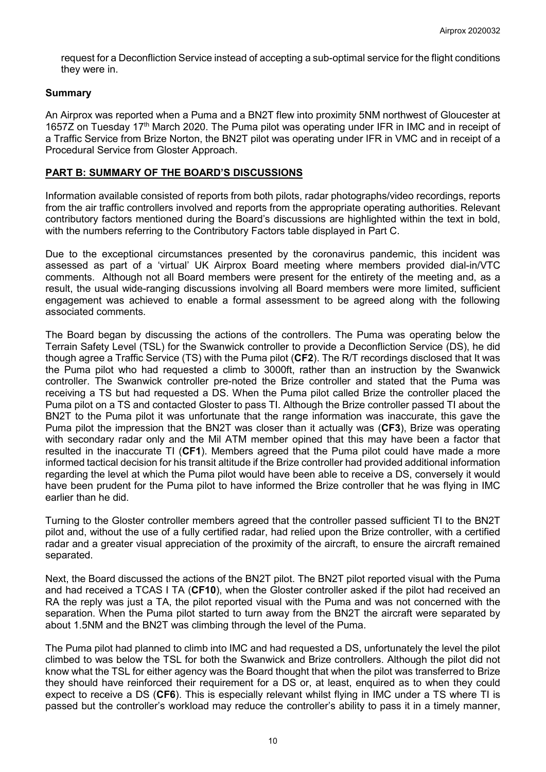request for a Deconfliction Service instead of accepting a sub-optimal service for the flight conditions they were in.

## Summary

An Airprox was reported when a Puma and a BN2T flew into proximity 5NM northwest of Gloucester at 1657Z on Tuesday 17th March 2020. The Puma pilot was operating under IFR in IMC and in receipt of a Traffic Service from Brize Norton, the BN2T pilot was operating under IFR in VMC and in receipt of a Procedural Service from Gloster Approach.

## PART B: SUMMARY OF THE BOARD'S DISCUSSIONS

Information available consisted of reports from both pilots, radar photographs/video recordings, reports from the air traffic controllers involved and reports from the appropriate operating authorities. Relevant contributory factors mentioned during the Board's discussions are highlighted within the text in bold, with the numbers referring to the Contributory Factors table displayed in Part C.

Due to the exceptional circumstances presented by the coronavirus pandemic, this incident was assessed as part of a 'virtual' UK Airprox Board meeting where members provided dial-in/VTC comments. Although not all Board members were present for the entirety of the meeting and, as a result, the usual wide-ranging discussions involving all Board members were more limited, sufficient engagement was achieved to enable a formal assessment to be agreed along with the following associated comments.

The Board began by discussing the actions of the controllers. The Puma was operating below the Terrain Safety Level (TSL) for the Swanwick controller to provide a Deconfliction Service (DS), he did though agree a Traffic Service (TS) with the Puma pilot (**CF2**). The R/T recordings disclosed that It was the Puma pilot who had requested a climb to 3000ft, rather than an instruction by the Swanwick controller. The Swanwick controller pre-noted the Brize controller and stated that the Puma was receiving a TS but had requested a DS. When the Puma pilot called Brize the controller placed the Puma pilot on a TS and contacted Gloster to pass TI. Although the Brize controller passed TI about the BN2T to the Puma pilot it was unfortunate that the range information was inaccurate, this gave the Puma pilot the impression that the BN2T was closer than it actually was (**CF3**), Brize was operating with secondary radar only and the Mil ATM member opined that this may have been a factor that resulted in the inaccurate TI (**CF1**). Members agreed that the Puma pilot could have made a more informed tactical decision for his transit altitude if the Brize controller had provided additional information regarding the level at which the Puma pilot would have been able to receive a DS, conversely it would have been prudent for the Puma pilot to have informed the Brize controller that he was flying in IMC earlier than he did.

Turning to the Gloster controller members agreed that the controller passed sufficient TI to the BN2T pilot and, without the use of a fully certified radar, had relied upon the Brize controller, with a certified radar and a greater visual appreciation of the proximity of the aircraft, to ensure the aircraft remained separated.

Next, the Board discussed the actions of the BN2T pilot. The BN2T pilot reported visual with the Puma and had received a TCAS I TA (**CF10**), when the Gloster controller asked if the pilot had received an RA the reply was just a TA, the pilot reported visual with the Puma and was not concerned with the separation. When the Puma pilot started to turn away from the BN2T the aircraft were separated by about 1.5NM and the BN2T was climbing through the level of the Puma.

The Puma pilot had planned to climb into IMC and had requested a DS, unfortunately the level the pilot climbed to was below the TSL for both the Swanwick and Brize controllers. Although the pilot did not know what the TSL for either agency was the Board thought that when the pilot was transferred to Brize they should have reinforced their requirement for a DS or, at least, enquired as to when they could expect to receive a DS (**CF6**). This is especially relevant whilst flying in IMC under a TS where TI is passed but the controller's workload may reduce the controller's ability to pass it in a timely manner,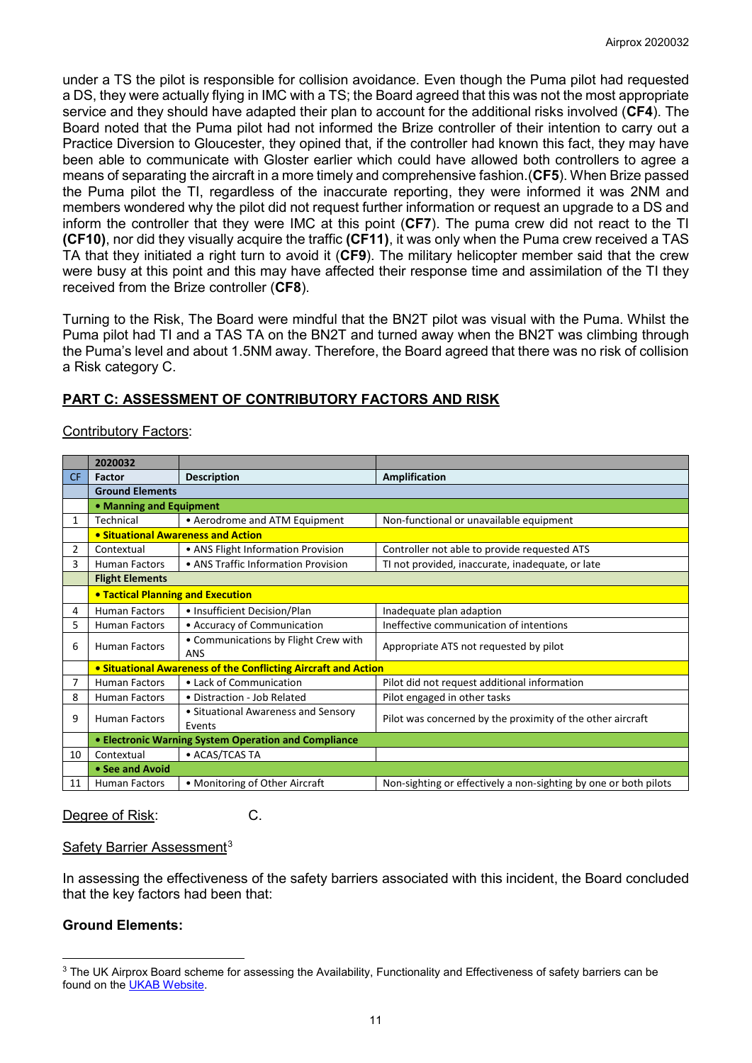under a TS the pilot is responsible for collision avoidance. Even though the Puma pilot had requested a DS, they were actually flying in IMC with a TS; the Board agreed that this was not the most appropriate service and they should have adapted their plan to account for the additional risks involved (**CF4**). The Board noted that the Puma pilot had not informed the Brize controller of their intention to carry out a Practice Diversion to Gloucester, they opined that, if the controller had known this fact, they may have been able to communicate with Gloster earlier which could have allowed both controllers to agree a means of separating the aircraft in a more timely and comprehensive fashion.(**CF5**). When Brize passed the Puma pilot the TI, regardless of the inaccurate reporting, they were informed it was 2NM and members wondered why the pilot did not request further information or request an upgrade to a DS and inform the controller that they were IMC at this point (**CF7**). The puma crew did not react to the TI **(CF10)**, nor did they visually acquire the traffic **(CF11)**, it was only when the Puma crew received a TAS TA that they initiated a right turn to avoid it (**CF9**). The military helicopter member said that the crew were busy at this point and this may have affected their response time and assimilation of the TI they received from the Brize controller (**CF8**).

Turning to the Risk, The Board were mindful that the BN2T pilot was visual with the Puma. Whilst the Puma pilot had TI and a TAS TA on the BN2T and turned away when the BN2T was climbing through the Puma's level and about 1.5NM away. Therefore, the Board agreed that there was no risk of collision a Risk category C.

## PART C: ASSESSMENT OF CONTRIBUTORY FACTORS AND RISK

Contributory Factors:

| | 2020032 | | |
|---|---|---|---|
| CF | Factor | Description | Amplification |
| | **Ground Elements** | | |
| | **• Manning and Equipment** | | |
| 1 | Technical | • Aerodrome and ATM Equipment | Non-functional or unavailable equipment |
| | **• Situational Awareness and Action** | | |
| 2 | Contextual | • ANS Flight Information Provision | Controller not able to provide requested ATS |
| 3 | Human Factors | • ANS Traffic Information Provision | TI not provided, inaccurate, inadequate, or late |
| | **Flight Elements** | | |
| | **• Tactical Planning and Execution** | | |
| 4 | Human Factors | • Insufficient Decision/Plan | Inadequate plan adaption |
| 5 | Human Factors | • Accuracy of Communication | Ineffective communication of intentions |
| 6 | Human Factors | • Communications by Flight Crew with ANS | Appropriate ATS not requested by pilot |
| | **• Situational Awareness of the Conflicting Aircraft and Action** | | |
| 7 | Human Factors | • Lack of Communication | Pilot did not request additional information |
| 8 | Human Factors | • Distraction - Job Related | Pilot engaged in other tasks |
| 9 | Human Factors | • Situational Awareness and Sensory Events | Pilot was concerned by the proximity of the other aircraft |
| | **• Electronic Warning System Operation and Compliance** | | |
| 10 | Contextual | • ACAS/TCAS TA | |
| | **• See and Avoid** | | |
| 11 | Human Factors | • Monitoring of Other Aircraft | Non-sighting or effectively a non-sighting by one or both pilots |

Degree of Risk: C.

Safety Barrier Assessment[3]

In assessing the effectiveness of the safety barriers associated with this incident, the Board concluded that the key factors had been that:

**Ground Elements:**

[3] The UK Airprox Board scheme for assessing the Availability, Functionality and Effectiveness of safety barriers can be found on the UKAB Website.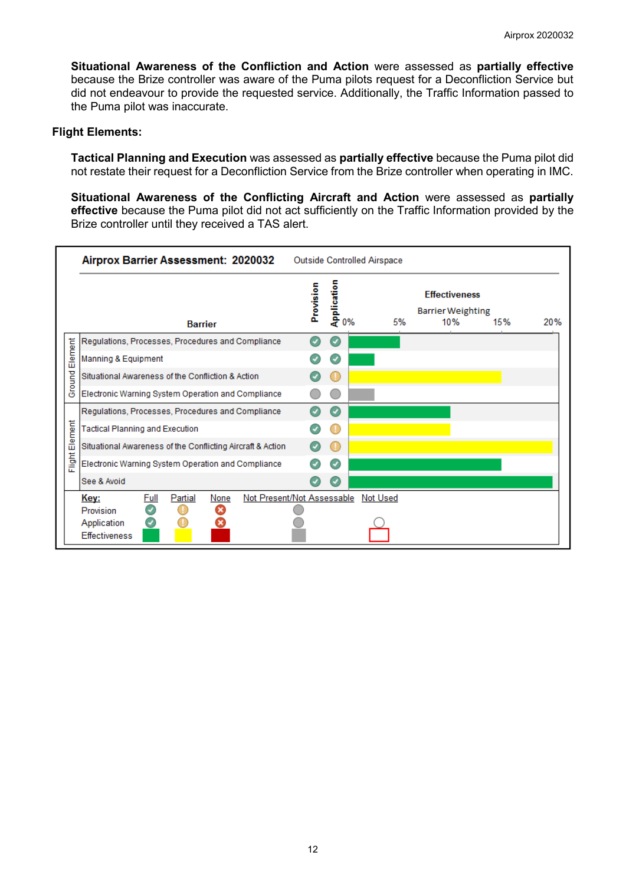**Situational Awareness of the Confliction and Action** were assessed as **partially effective** because the Brize controller was aware of the Puma pilots request for a Deconfliction Service but did not endeavour to provide the requested service. Additionally, the Traffic Information passed to the Puma pilot was inaccurate.

**Flight Elements:**

**Tactical Planning and Execution** was assessed as **partially effective** because the Puma pilot did not restate their request for a Deconfliction Service from the Brize controller when operating in IMC.

**Situational Awareness of the Conflicting Aircraft and Action** were assessed as **partially effective** because the Puma pilot did not act sufficiently on the Traffic Information provided by the Brize controller until they received a TAS alert.

**Airprox Barrier Assessment: 2020032** Outside Controlled Airspace

Barrier | Provision | Application | Effectiveness

Barrier Weighting: 0% 5% 10% 15% 20%

Ground Element
- Regulations, Processes, Procedures and Compliance
- Manning & Equipment
- Situational Awareness of the Confliction & Action
- Electronic Warning System Operation and Compliance

Flight Element
- Regulations, Processes, Procedures and Compliance
- Tactical Planning and Execution
- Situational Awareness of the Conflicting Aircraft & Action
- Electronic Warning System Operation and Compliance
- See & Avoid

Key: Full | Partial | None | Not Present/Not Assessable | Not Used

Provision

Application

Effectiveness